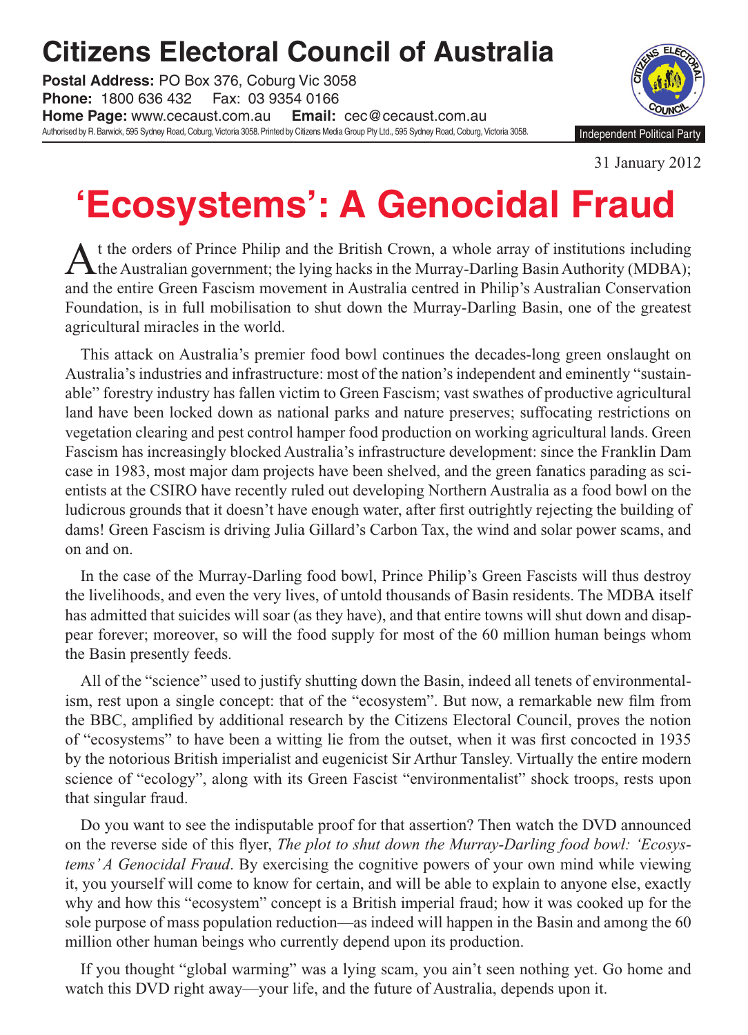# Citizens Electoral Council of Australia

**Postal Address:** PO Box 376, Coburg Vic 3058
**Phone:** 1800 636 432 Fax: 03 9354 0166
**Home Page:** www.cecaust.com.au **Email:** cec@cecaust.com.au

Authorised by R. Barwick, 595 Sydney Road, Coburg, Victoria 3058. Printed by Citizens Media Group Pty Ltd., 595 Sydney Road, Coburg, Victoria 3058.

Independent Political Party

31 January 2012

# 'Ecosystems': A Genocidal Fraud

At the orders of Prince Philip and the British Crown, a whole array of institutions including the Australian government; the lying hacks in the Murray-Darling Basin Authority (MDBA); and the entire Green Fascism movement in Australia centred in Philip's Australian Conservation Foundation, is in full mobilisation to shut down the Murray-Darling Basin, one of the greatest agricultural miracles in the world.

This attack on Australia's premier food bowl continues the decades-long green onslaught on Australia's industries and infrastructure: most of the nation's independent and eminently "sustainable" forestry industry has fallen victim to Green Fascism; vast swathes of productive agricultural land have been locked down as national parks and nature preserves; suffocating restrictions on vegetation clearing and pest control hamper food production on working agricultural lands. Green Fascism has increasingly blocked Australia's infrastructure development: since the Franklin Dam case in 1983, most major dam projects have been shelved, and the green fanatics parading as scientists at the CSIRO have recently ruled out developing Northern Australia as a food bowl on the ludicrous grounds that it doesn't have enough water, after first outrightly rejecting the building of dams! Green Fascism is driving Julia Gillard's Carbon Tax, the wind and solar power scams, and on and on.

In the case of the Murray-Darling food bowl, Prince Philip's Green Fascists will thus destroy the livelihoods, and even the very lives, of untold thousands of Basin residents. The MDBA itself has admitted that suicides will soar (as they have), and that entire towns will shut down and disappear forever; moreover, so will the food supply for most of the 60 million human beings whom the Basin presently feeds.

All of the "science" used to justify shutting down the Basin, indeed all tenets of environmentalism, rest upon a single concept: that of the "ecosystem". But now, a remarkable new film from the BBC, amplified by additional research by the Citizens Electoral Council, proves the notion of "ecosystems" to have been a witting lie from the outset, when it was first concocted in 1935 by the notorious British imperialist and eugenicist Sir Arthur Tansley. Virtually the entire modern science of "ecology", along with its Green Fascist "environmentalist" shock troops, rests upon that singular fraud.

Do you want to see the indisputable proof for that assertion? Then watch the DVD announced on the reverse side of this flyer, *The plot to shut down the Murray-Darling food bowl: 'Ecosystems' A Genocidal Fraud*. By exercising the cognitive powers of your own mind while viewing it, you yourself will come to know for certain, and will be able to explain to anyone else, exactly why and how this "ecosystem" concept is a British imperial fraud; how it was cooked up for the sole purpose of mass population reduction—as indeed will happen in the Basin and among the 60 million other human beings who currently depend upon its production.

If you thought "global warming" was a lying scam, you ain't seen nothing yet. Go home and watch this DVD right away—your life, and the future of Australia, depends upon it.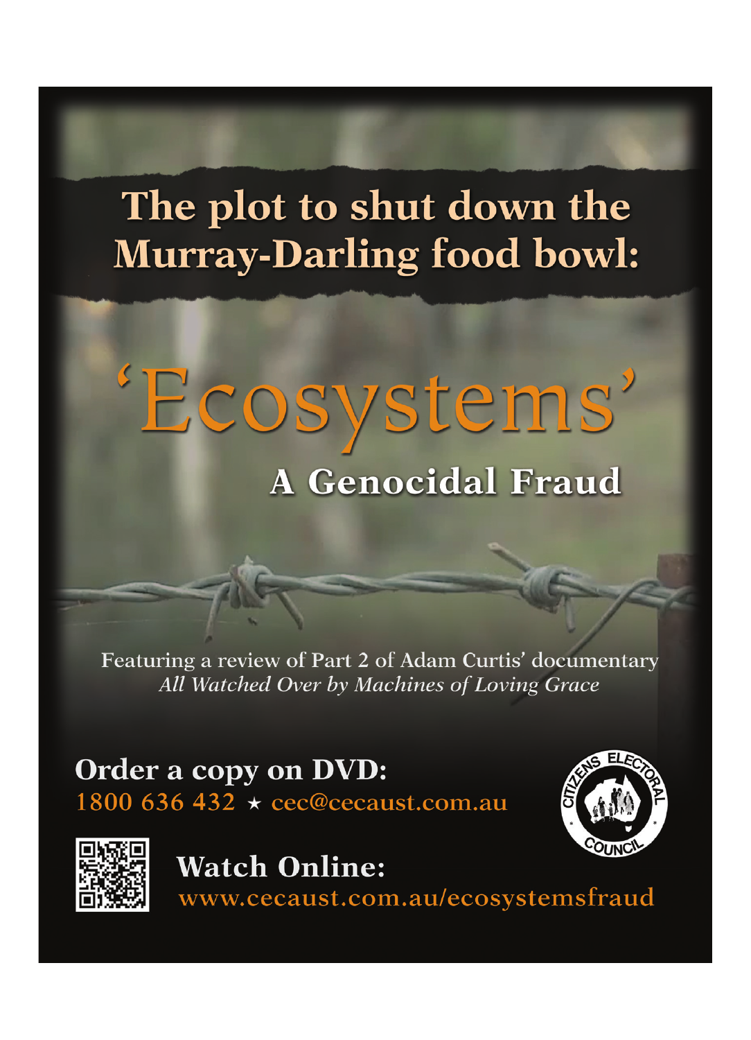# The plot to shut down the Murray-Darling food bowl:

# 'Ecosystems'

## A Genocidal Fraud

Featuring a review of Part 2 of Adam Curtis' documentary *All Watched Over by Machines of Loving Grace*

**Order a copy on DVD:**
1800 636 432 ★ cec@cecaust.com.au

CITIZENS ELECTORAL COUNCIL

**Watch Online:**
www.cecaust.com.au/ecosystemsfraud